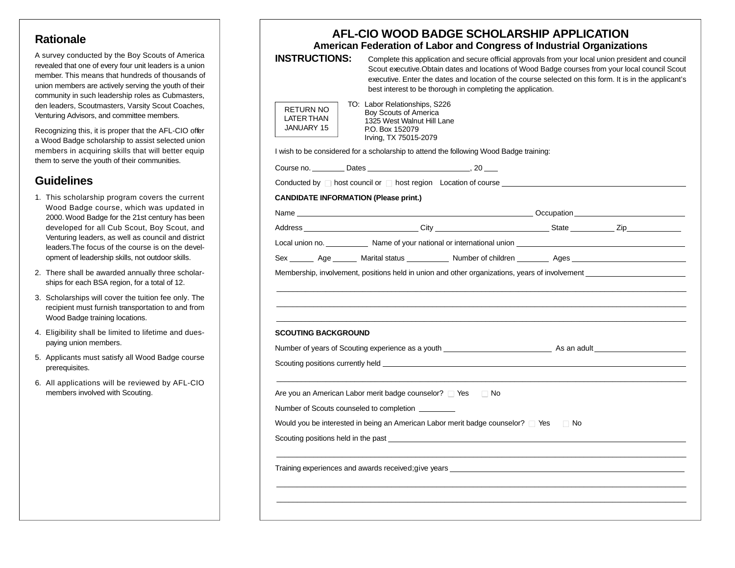## Rationale

A survey conducted by the Boy Scouts of America revealed that one of every four unit leaders is a union member. This means that hundreds of thousands of union members are actively serving the youth of their community in such leadership roles as Cubmasters, den leaders, Scoutmasters, Varsity Scout Coaches, Venturing Advisors, and committee members.

Recognizing this, it is proper that the AFL-CIO offer a Wood Badge scholarship to assist selected union members in acquiring skills that will better equip them to serve the youth of their communities.

## Guidelines

1. This scholarship program covers the current Wood Badge course, which was updated in 2000. Wood Badge for the 21st century has been developed for all Cub Scout, Boy Scout, and Venturing leaders, as well as council and district leaders. The focus of the course is on the development of leadership skills, not outdoor skills.
2. There shall be awarded annually three scholarships for each BSA region, for a total of 12.
3. Scholarships will cover the tuition fee only. The recipient must furnish transportation to and from Wood Badge training locations.
4. Eligibility shall be limited to lifetime and dues-paying union members.
5. Applicants must satisfy all Wood Badge course prerequisites.
6. All applications will be reviewed by AFL-CIO members involved with Scouting.

# AFL-CIO WOOD BADGE SCHOLARSHIP APPLICATION

## American Federation of Labor and Congress of Industrial Organizations

**INSTRUCTIONS:** Complete this application and secure official approvals from your local union president and council Scout executive. Obtain dates and locations of Wood Badge courses from your local council Scout executive. Enter the dates and location of the course selected on this form. It is in the applicant's best interest to be thorough in completing the application.

RETURN NO LATER THAN JANUARY 15

TO: Labor Relationships, S226
Boy Scouts of America
1325 West Walnut Hill Lane
P.O. Box 152079
Irving, TX 75015-2079

I wish to be considered for a scholarship to attend the following Wood Badge training:

Course no. ________ Dates __________________________, 20 ___

Conducted by ☐ host council or ☐ host region Location of course ____________________________________________

**CANDIDATE INFORMATION (Please print.)**

Name ____________________________________________________________ Occupation __________________________

Address ____________________________ City ____________________________ State __________ Zip_____________

Local union no. __________ Name of your national or international union ________________________________________

Sex ______ Age ______ Marital status __________ Number of children ________ Ages ____________________________

Membership, involvement, positions held in union and other organizations, years of involvement ________________________

____________________________________________________________________________________________________

____________________________________________________________________________________________________

____________________________________________________________________________________________________

**SCOUTING BACKGROUND**

Number of years of Scouting experience as a youth __________________________ As an adult ______________________

Scouting positions currently held __________________________________________________________________________

____________________________________________________________________________________________________

Are you an American Labor merit badge counselor? ☐ Yes ☐ No

Number of Scouts counseled to completion _________

Would you be interested in being an American Labor merit badge counselor? ☐ Yes ☐ No

Scouting positions held in the past _________________________________________________________________________

____________________________________________________________________________________________________

Training experiences and awards received; give years ______________________________________________________

____________________________________________________________________________________________________

____________________________________________________________________________________________________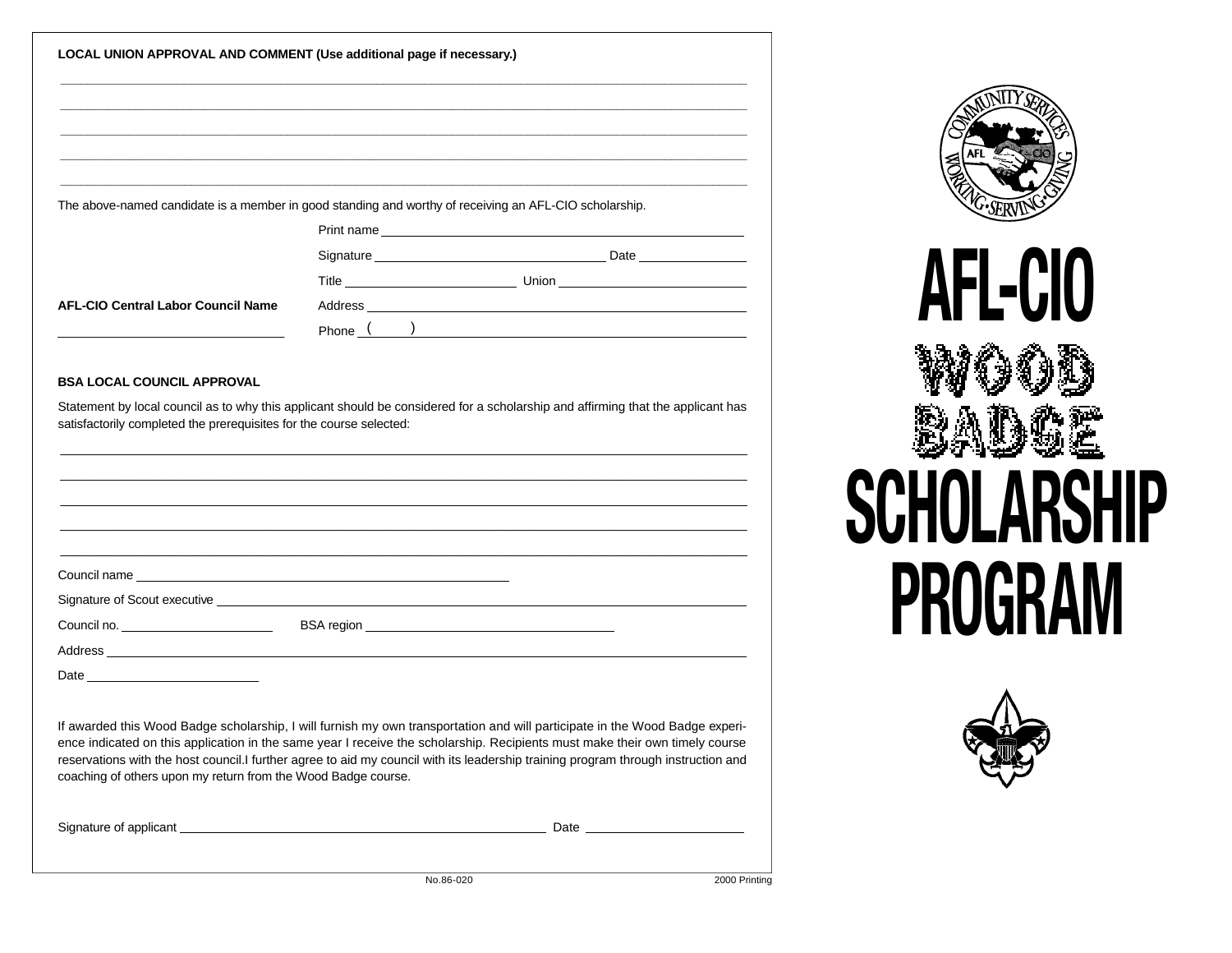**LOCAL UNION APPROVAL AND COMMENT (Use additional page if necessary.)**

______________________________________________________________________________

______________________________________________________________________________

______________________________________________________________________________

______________________________________________________________________________

______________________________________________________________________________

The above-named candidate is a member in good standing and worthy of receiving an AFL-CIO scholarship.

Print name ______________________________________________

Signature ______________________________ Date ______________

Title ______________________ Union ________________________

**AFL-CIO Central Labor Council Name**

______________________________

Address ________________________________________________

Phone ( ) ______________________________________________

**BSA LOCAL COUNCIL APPROVAL**

Statement by local council as to why this applicant should be considered for a scholarship and affirming that the applicant has satisfactorily completed the prerequisites for the course selected:

______________________________________________________________________________

______________________________________________________________________________

______________________________________________________________________________

______________________________________________________________________________

______________________________________________________________________________

Council name ______________________________________________

Signature of Scout executive ________________________________________________

Council no. ____________________ BSA region ________________________________

Address ______________________________________________________________

Date ______________________

If awarded this Wood Badge scholarship, I will furnish my own transportation and will participate in the Wood Badge experience indicated on this application in the same year I receive the scholarship. Recipients must make their own timely course reservations with the host council.I further agree to aid my council with its leadership training program through instruction and coaching of others upon my return from the Wood Badge course.

Signature of applicant ______________________________________________ Date ____________________

No.86-020

2000 Printing

# AFL-CIO WOOD BADGE SCHOLARSHIP PROGRAM